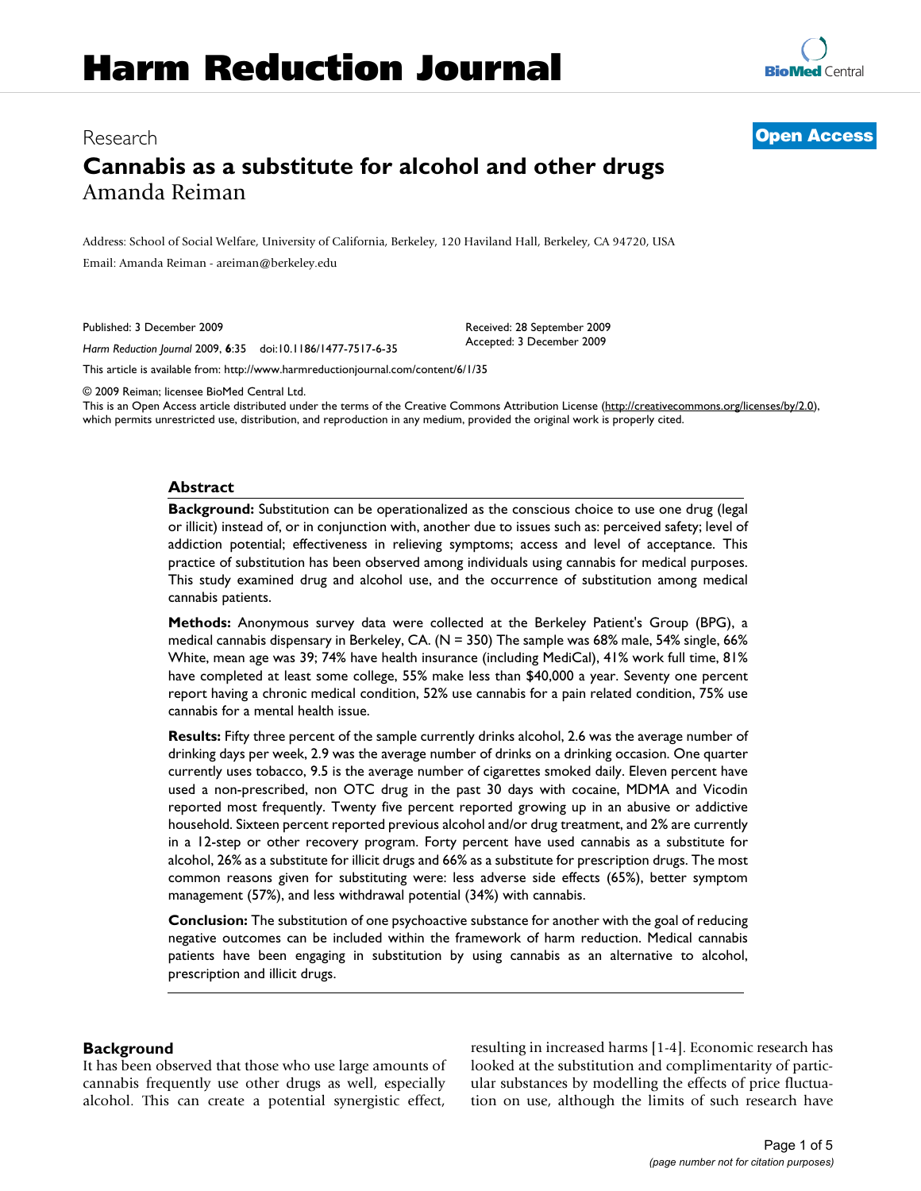# Harm Reduction Journal

Research **Open Access**

## Cannabis as a substitute for alcohol and other drugs

Amanda Reiman

Address: School of Social Welfare, University of California, Berkeley, 120 Haviland Hall, Berkeley, CA 94720, USA

Email: Amanda Reiman - areiman@berkeley.edu

Published: 3 December 2009

*Harm Reduction Journal* 2009, **6**:35 doi:10.1186/1477-7517-6-35

Received: 28 September 2009
Accepted: 3 December 2009

This article is available from: http://www.harmreductionjournal.com/content/6/1/35

© 2009 Reiman; licensee BioMed Central Ltd.
This is an Open Access article distributed under the terms of the Creative Commons Attribution License (http://creativecommons.org/licenses/by/2.0), which permits unrestricted use, distribution, and reproduction in any medium, provided the original work is properly cited.

### Abstract

**Background:** Substitution can be operationalized as the conscious choice to use one drug (legal or illicit) instead of, or in conjunction with, another due to issues such as: perceived safety; level of addiction potential; effectiveness in relieving symptoms; access and level of acceptance. This practice of substitution has been observed among individuals using cannabis for medical purposes. This study examined drug and alcohol use, and the occurrence of substitution among medical cannabis patients.

**Methods:** Anonymous survey data were collected at the Berkeley Patient's Group (BPG), a medical cannabis dispensary in Berkeley, CA. (N = 350) The sample was 68% male, 54% single, 66% White, mean age was 39; 74% have health insurance (including MediCal), 41% work full time, 81% have completed at least some college, 55% make less than $40,000 a year. Seventy one percent report having a chronic medical condition, 52% use cannabis for a pain related condition, 75% use cannabis for a mental health issue.

**Results:** Fifty three percent of the sample currently drinks alcohol, 2.6 was the average number of drinking days per week, 2.9 was the average number of drinks on a drinking occasion. One quarter currently uses tobacco, 9.5 is the average number of cigarettes smoked daily. Eleven percent have used a non-prescribed, non OTC drug in the past 30 days with cocaine, MDMA and Vicodin reported most frequently. Twenty five percent reported growing up in an abusive or addictive household. Sixteen percent reported previous alcohol and/or drug treatment, and 2% are currently in a 12-step or other recovery program. Forty percent have used cannabis as a substitute for alcohol, 26% as a substitute for illicit drugs and 66% as a substitute for prescription drugs. The most common reasons given for substituting were: less adverse side effects (65%), better symptom management (57%), and less withdrawal potential (34%) with cannabis.

**Conclusion:** The substitution of one psychoactive substance for another with the goal of reducing negative outcomes can be included within the framework of harm reduction. Medical cannabis patients have been engaging in substitution by using cannabis as an alternative to alcohol, prescription and illicit drugs.

### Background

It has been observed that those who use large amounts of cannabis frequently use other drugs as well, especially alcohol. This can create a potential synergistic effect, resulting in increased harms [1-4]. Economic research has looked at the substitution and complimentarity of particular substances by modelling the effects of price fluctuation on use, although the limits of such research have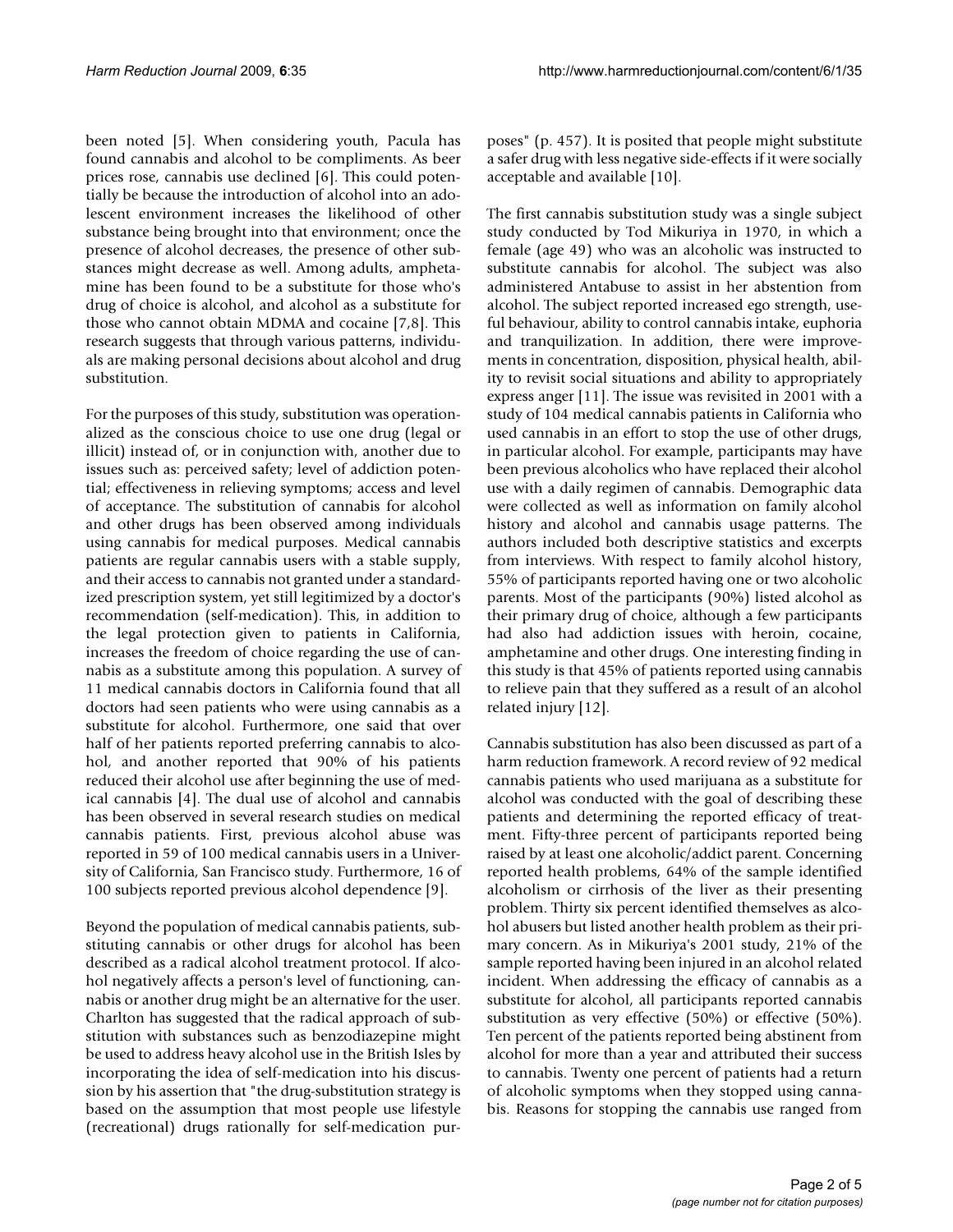been noted [5]. When considering youth, Pacula has found cannabis and alcohol to be compliments. As beer prices rose, cannabis use declined [6]. This could potentially be because the introduction of alcohol into an adolescent environment increases the likelihood of other substance being brought into that environment; once the presence of alcohol decreases, the presence of other substances might decrease as well. Among adults, amphetamine has been found to be a substitute for those who's drug of choice is alcohol, and alcohol as a substitute for those who cannot obtain MDMA and cocaine [7,8]. This research suggests that through various patterns, individuals are making personal decisions about alcohol and drug substitution.

For the purposes of this study, substitution was operationalized as the conscious choice to use one drug (legal or illicit) instead of, or in conjunction with, another due to issues such as: perceived safety; level of addiction potential; effectiveness in relieving symptoms; access and level of acceptance. The substitution of cannabis for alcohol and other drugs has been observed among individuals using cannabis for medical purposes. Medical cannabis patients are regular cannabis users with a stable supply, and their access to cannabis not granted under a standardized prescription system, yet still legitimized by a doctor's recommendation (self-medication). This, in addition to the legal protection given to patients in California, increases the freedom of choice regarding the use of cannabis as a substitute among this population. A survey of 11 medical cannabis doctors in California found that all doctors had seen patients who were using cannabis as a substitute for alcohol. Furthermore, one said that over half of her patients reported preferring cannabis to alcohol, and another reported that 90% of his patients reduced their alcohol use after beginning the use of medical cannabis [4]. The dual use of alcohol and cannabis has been observed in several research studies on medical cannabis patients. First, previous alcohol abuse was reported in 59 of 100 medical cannabis users in a University of California, San Francisco study. Furthermore, 16 of 100 subjects reported previous alcohol dependence [9].

Beyond the population of medical cannabis patients, substituting cannabis or other drugs for alcohol has been described as a radical alcohol treatment protocol. If alcohol negatively affects a person's level of functioning, cannabis or another drug might be an alternative for the user. Charlton has suggested that the radical approach of substitution with substances such as benzodiazepine might be used to address heavy alcohol use in the British Isles by incorporating the idea of self-medication into his discussion by his assertion that "the drug-substitution strategy is based on the assumption that most people use lifestyle (recreational) drugs rationally for self-medication purposes" (p. 457). It is posited that people might substitute a safer drug with less negative side-effects if it were socially acceptable and available [10].

The first cannabis substitution study was a single subject study conducted by Tod Mikuriya in 1970, in which a female (age 49) who was an alcoholic was instructed to substitute cannabis for alcohol. The subject was also administered Antabuse to assist in her abstention from alcohol. The subject reported increased ego strength, useful behaviour, ability to control cannabis intake, euphoria and tranquilization. In addition, there were improvements in concentration, disposition, physical health, ability to revisit social situations and ability to appropriately express anger [11]. The issue was revisited in 2001 with a study of 104 medical cannabis patients in California who used cannabis in an effort to stop the use of other drugs, in particular alcohol. For example, participants may have been previous alcoholics who have replaced their alcohol use with a daily regimen of cannabis. Demographic data were collected as well as information on family alcohol history and alcohol and cannabis usage patterns. The authors included both descriptive statistics and excerpts from interviews. With respect to family alcohol history, 55% of participants reported having one or two alcoholic parents. Most of the participants (90%) listed alcohol as their primary drug of choice, although a few participants had also had addiction issues with heroin, cocaine, amphetamine and other drugs. One interesting finding in this study is that 45% of patients reported using cannabis to relieve pain that they suffered as a result of an alcohol related injury [12].

Cannabis substitution has also been discussed as part of a harm reduction framework. A record review of 92 medical cannabis patients who used marijuana as a substitute for alcohol was conducted with the goal of describing these patients and determining the reported efficacy of treatment. Fifty-three percent of participants reported being raised by at least one alcoholic/addict parent. Concerning reported health problems, 64% of the sample identified alcoholism or cirrhosis of the liver as their presenting problem. Thirty six percent identified themselves as alcohol abusers but listed another health problem as their primary concern. As in Mikuriya's 2001 study, 21% of the sample reported having been injured in an alcohol related incident. When addressing the efficacy of cannabis as a substitute for alcohol, all participants reported cannabis substitution as very effective (50%) or effective (50%). Ten percent of the patients reported being abstinent from alcohol for more than a year and attributed their success to cannabis. Twenty one percent of patients had a return of alcoholic symptoms when they stopped using cannabis. Reasons for stopping the cannabis use ranged from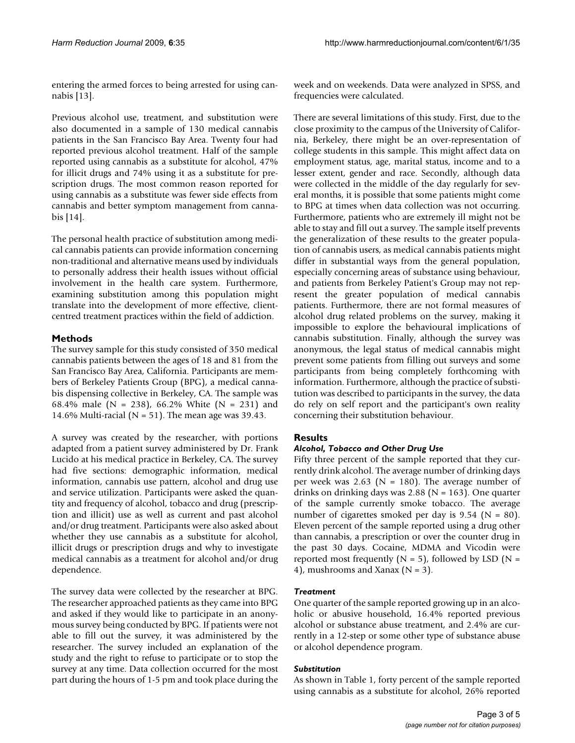entering the armed forces to being arrested for using cannabis [13].

Previous alcohol use, treatment, and substitution were also documented in a sample of 130 medical cannabis patients in the San Francisco Bay Area. Twenty four had reported previous alcohol treatment. Half of the sample reported using cannabis as a substitute for alcohol, 47% for illicit drugs and 74% using it as a substitute for prescription drugs. The most common reason reported for using cannabis as a substitute was fewer side effects from cannabis and better symptom management from cannabis [14].

The personal health practice of substitution among medical cannabis patients can provide information concerning non-traditional and alternative means used by individuals to personally address their health issues without official involvement in the health care system. Furthermore, examining substitution among this population might translate into the development of more effective, client-centred treatment practices within the field of addiction.

## Methods

The survey sample for this study consisted of 350 medical cannabis patients between the ages of 18 and 81 from the San Francisco Bay Area, California. Participants are members of Berkeley Patients Group (BPG), a medical cannabis dispensing collective in Berkeley, CA. The sample was 68.4% male (N = 238), 66.2% White (N = 231) and 14.6% Multi-racial (N = 51). The mean age was 39.43.

A survey was created by the researcher, with portions adapted from a patient survey administered by Dr. Frank Lucido at his medical practice in Berkeley, CA. The survey had five sections: demographic information, medical information, cannabis use pattern, alcohol and drug use and service utilization. Participants were asked the quantity and frequency of alcohol, tobacco and drug (prescription and illicit) use as well as current and past alcohol and/or drug treatment. Participants were also asked about whether they use cannabis as a substitute for alcohol, illicit drugs or prescription drugs and why to investigate medical cannabis as a treatment for alcohol and/or drug dependence.

The survey data were collected by the researcher at BPG. The researcher approached patients as they came into BPG and asked if they would like to participate in an anonymous survey being conducted by BPG. If patients were not able to fill out the survey, it was administered by the researcher. The survey included an explanation of the study and the right to refuse to participate or to stop the survey at any time. Data collection occurred for the most part during the hours of 1-5 pm and took place during the week and on weekends. Data were analyzed in SPSS, and frequencies were calculated.

There are several limitations of this study. First, due to the close proximity to the campus of the University of California, Berkeley, there might be an over-representation of college students in this sample. This might affect data on employment status, age, marital status, income and to a lesser extent, gender and race. Secondly, although data were collected in the middle of the day regularly for several months, it is possible that some patients might come to BPG at times when data collection was not occurring. Furthermore, patients who are extremely ill might not be able to stay and fill out a survey. The sample itself prevents the generalization of these results to the greater population of cannabis users, as medical cannabis patients might differ in substantial ways from the general population, especially concerning areas of substance using behaviour, and patients from Berkeley Patient's Group may not represent the greater population of medical cannabis patients. Furthermore, there are not formal measures of alcohol drug related problems on the survey, making it impossible to explore the behavioural implications of cannabis substitution. Finally, although the survey was anonymous, the legal status of medical cannabis might prevent some patients from filling out surveys and some participants from being completely forthcoming with information. Furthermore, although the practice of substitution was described to participants in the survey, the data do rely on self report and the participant's own reality concerning their substitution behaviour.

## Results

### *Alcohol, Tobacco and Other Drug Use*

Fifty three percent of the sample reported that they currently drink alcohol. The average number of drinking days per week was 2.63 (N = 180). The average number of drinks on drinking days was 2.88 (N = 163). One quarter of the sample currently smoke tobacco. The average number of cigarettes smoked per day is 9.54 (N = 80). Eleven percent of the sample reported using a drug other than cannabis, a prescription or over the counter drug in the past 30 days. Cocaine, MDMA and Vicodin were reported most frequently (N = 5), followed by LSD (N = 4), mushrooms and Xanax (N = 3).

### *Treatment*

One quarter of the sample reported growing up in an alcoholic or abusive household, 16.4% reported previous alcohol or substance abuse treatment, and 2.4% are currently in a 12-step or some other type of substance abuse or alcohol dependence program.

### *Substitution*

As shown in Table 1, forty percent of the sample reported using cannabis as a substitute for alcohol, 26% reported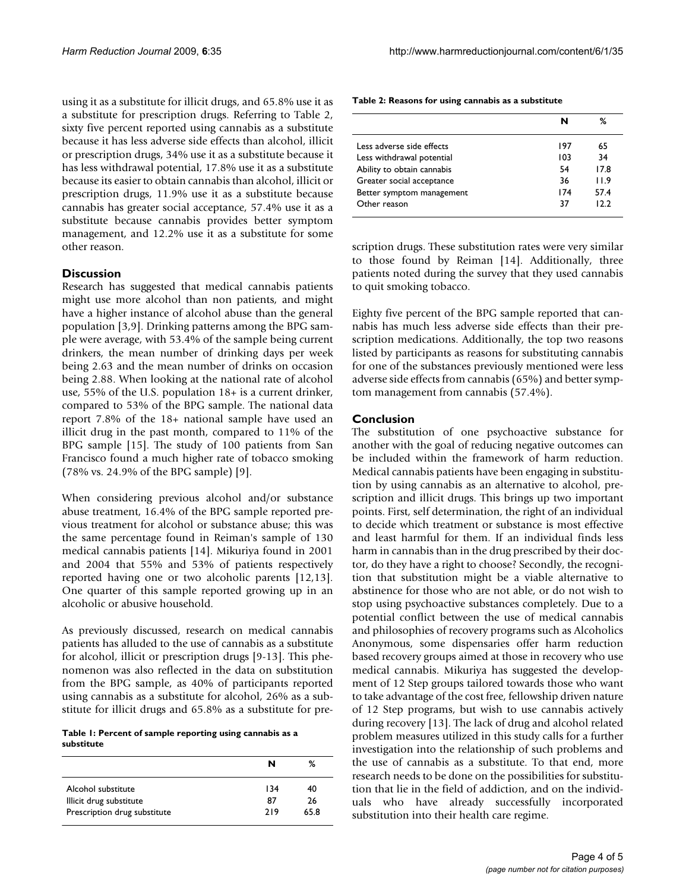using it as a substitute for illicit drugs, and 65.8% use it as a substitute for prescription drugs. Referring to Table 2, sixty five percent reported using cannabis as a substitute because it has less adverse side effects than alcohol, illicit or prescription drugs, 34% use it as a substitute because it has less withdrawal potential, 17.8% use it as a substitute because its easier to obtain cannabis than alcohol, illicit or prescription drugs, 11.9% use it as a substitute because cannabis has greater social acceptance, 57.4% use it as a substitute because cannabis provides better symptom management, and 12.2% use it as a substitute for some other reason.

## Discussion

Research has suggested that medical cannabis patients might use more alcohol than non patients, and might have a higher instance of alcohol abuse than the general population [3,9]. Drinking patterns among the BPG sample were average, with 53.4% of the sample being current drinkers, the mean number of drinking days per week being 2.63 and the mean number of drinks on occasion being 2.88. When looking at the national rate of alcohol use, 55% of the U.S. population 18+ is a current drinker, compared to 53% of the BPG sample. The national data report 7.8% of the 18+ national sample have used an illicit drug in the past month, compared to 11% of the BPG sample [15]. The study of 100 patients from San Francisco found a much higher rate of tobacco smoking (78% vs. 24.9% of the BPG sample) [9].

When considering previous alcohol and/or substance abuse treatment, 16.4% of the BPG sample reported previous treatment for alcohol or substance abuse; this was the same percentage found in Reiman's sample of 130 medical cannabis patients [14]. Mikuriya found in 2001 and 2004 that 55% and 53% of patients respectively reported having one or two alcoholic parents [12,13]. One quarter of this sample reported growing up in an alcoholic or abusive household.

As previously discussed, research on medical cannabis patients has alluded to the use of cannabis as a substitute for alcohol, illicit or prescription drugs [9-13]. This phenomenon was also reflected in the data on substitution from the BPG sample, as 40% of participants reported using cannabis as a substitute for alcohol, 26% as a substitute for illicit drugs and 65.8% as a substitute for prescription drugs. These substitution rates were very similar to those found by Reiman [14]. Additionally, three patients noted during the survey that they used cannabis to quit smoking tobacco.

**Table 1: Percent of sample reporting using cannabis as a substitute**

| | N | % |
|---|---|---|
| Alcohol substitute | 134 | 40 |
| Illicit drug substitute | 87 | 26 |
| Prescription drug substitute | 219 | 65.8 |

**Table 2: Reasons for using cannabis as a substitute**

| | N | % |
|---|---|---|
| Less adverse side effects | 197 | 65 |
| Less withdrawal potential | 103 | 34 |
| Ability to obtain cannabis | 54 | 17.8 |
| Greater social acceptance | 36 | 11.9 |
| Better symptom management | 174 | 57.4 |
| Other reason | 37 | 12.2 |

Eighty five percent of the BPG sample reported that cannabis has much less adverse side effects than their prescription medications. Additionally, the top two reasons listed by participants as reasons for substituting cannabis for one of the substances previously mentioned were less adverse side effects from cannabis (65%) and better symptom management from cannabis (57.4%).

## Conclusion

The substitution of one psychoactive substance for another with the goal of reducing negative outcomes can be included within the framework of harm reduction. Medical cannabis patients have been engaging in substitution by using cannabis as an alternative to alcohol, prescription and illicit drugs. This brings up two important points. First, self determination, the right of an individual to decide which treatment or substance is most effective and least harmful for them. If an individual finds less harm in cannabis than in the drug prescribed by their doctor, do they have a right to choose? Secondly, the recognition that substitution might be a viable alternative to abstinence for those who are not able, or do not wish to stop using psychoactive substances completely. Due to a potential conflict between the use of medical cannabis and philosophies of recovery programs such as Alcoholics Anonymous, some dispensaries offer harm reduction based recovery groups aimed at those in recovery who use medical cannabis. Mikuriya has suggested the development of 12 Step groups tailored towards those who want to take advantage of the cost free, fellowship driven nature of 12 Step programs, but wish to use cannabis actively during recovery [13]. The lack of drug and alcohol related problem measures utilized in this study calls for a further investigation into the relationship of such problems and the use of cannabis as a substitute. To that end, more research needs to be done on the possibilities for substitution that lie in the field of addiction, and on the individuals who have already successfully incorporated substitution into their health care regime.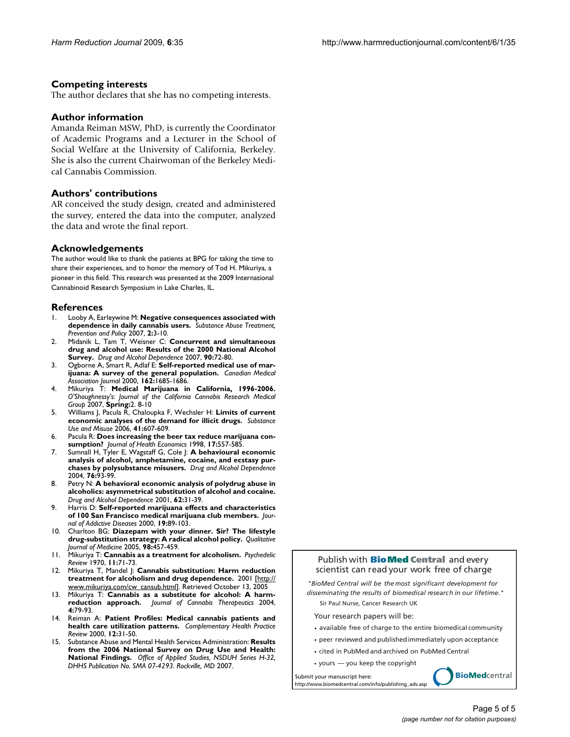## Competing interests

The author declares that she has no competing interests.

## Author information

Amanda Reiman MSW, PhD, is currently the Coordinator of Academic Programs and a Lecturer in the School of Social Welfare at the University of California, Berkeley. She is also the current Chairwoman of the Berkeley Medical Cannabis Commission.

## Authors' contributions

AR conceived the study design, created and administered the survey, entered the data into the computer, analyzed the data and wrote the final report.

## Acknowledgements

The author would like to thank the patients at BPG for taking the time to share their experiences, and to honor the memory of Tod H. Mikuriya, a pioneer in this field. This research was presented at the 2009 International Cannabinoid Research Symposium in Lake Charles, IL.

## References

1. Looby A, Earleywine M: **Negative consequences associated with dependence in daily cannabis users.** *Substance Abuse Treatment, Prevention and Policy* 2007, **2:**3-10.
2. Midanik L, Tam T, Weisner C: **Concurrent and simultaneous drug and alcohol use: Results of the 2000 National Alcohol Survey.** *Drug and Alcohol Dependence* 2007, **90:**72-80.
3. Ogborne A, Smart R, Adlaf E: **Self-reported medical use of marijuana: A survey of the general population.** *Canadian Medical Association Journal* 2000, **162:**1685-1686.
4. Mikuriya T: **Medical Marijuana in California, 1996-2006.** *O'Shaughnessy's: Journal of the California Cannabis Research Medical Group* 2007, **Spring:**2. 8-10
5. Williams J, Pacula R, Chaloupka F, Wechsler H: **Limits of current economic analyses of the demand for illicit drugs.** *Substance Use and Misuse* 2006, **41:**607-609.
6. Pacula R: **Does increasing the beer tax reduce marijuana consumption?** *Journal of Health Economics* 1998, **17:**557-585.
7. Sumnall H, Tyler E, Wagstaff G, Cole J: **A behavioural economic analysis of alcohol, amphetamine, cocaine, and ecstasy purchases by polysubstance misusers.** *Drug and Alcohol Dependence* 2004, **76:**93-99.
8. Petry N: **A behavioral economic analysis of polydrug abuse in alcoholics: asymmetrical substitution of alcohol and cocaine.** *Drug and Alcohol Dependence* 2001, **62:**31-39.
9. Harris D: **Self-reported marijuana effects and characteristics of 100 San Francisco medical marijuana club members.** *Journal of Addictive Diseases* 2000, **19:**89-103.
10. Charlton BG: **Diazepam with your dinner. Sir? The lifestyle drug-substitution strategy: A radical alcohol policy.** *Qualitative Journal of Medicine* 2005, **98:**457-459.
11. Mikuriya T: **Cannabis as a treatment for alcoholism.** *Psychedelic Review* 1970, **11:**71-73.
12. Mikuriya T, Mandel J: **Cannabis substitution: Harm reduction treatment for alcoholism and drug dependence.** 2001 [http://www.mikuriya.com/cw_cansub.html]. Retrieved October 13, 2005
13. Mikuriya T: **Cannabis as a substitute for alcohol: A harm-reduction approach.** *Journal of Cannabis Therapeutics* 2004, **4:**79-93.
14. Reiman A: **Patient Profiles: Medical cannabis patients and health care utilization patterns.** *Complementary Health Practice Review* 2000, **12:**31-50.
15. Substance Abuse and Mental Health Services Administration: **Results from the 2006 National Survey on Drug Use and Health: National Findings.** *Office of Applied Studies, NSDUH Series H-32, DHHS Publication No. SMA 07-4293. Rockville, MD* 2007.

Publish with **BioMed Central** and every scientist can read your work free of charge

*"BioMed Central will be the most significant development for disseminating the results of biomedical research in our lifetime."*
Sir Paul Nurse, Cancer Research UK

Your research papers will be:

- available free of charge to the entire biomedical community
- peer reviewed and published immediately upon acceptance
- cited in PubMed and archived on PubMed Central
- yours — you keep the copyright

Submit your manuscript here:
http://www.biomedcentral.com/info/publishing_adv.asp

BioMedcentral